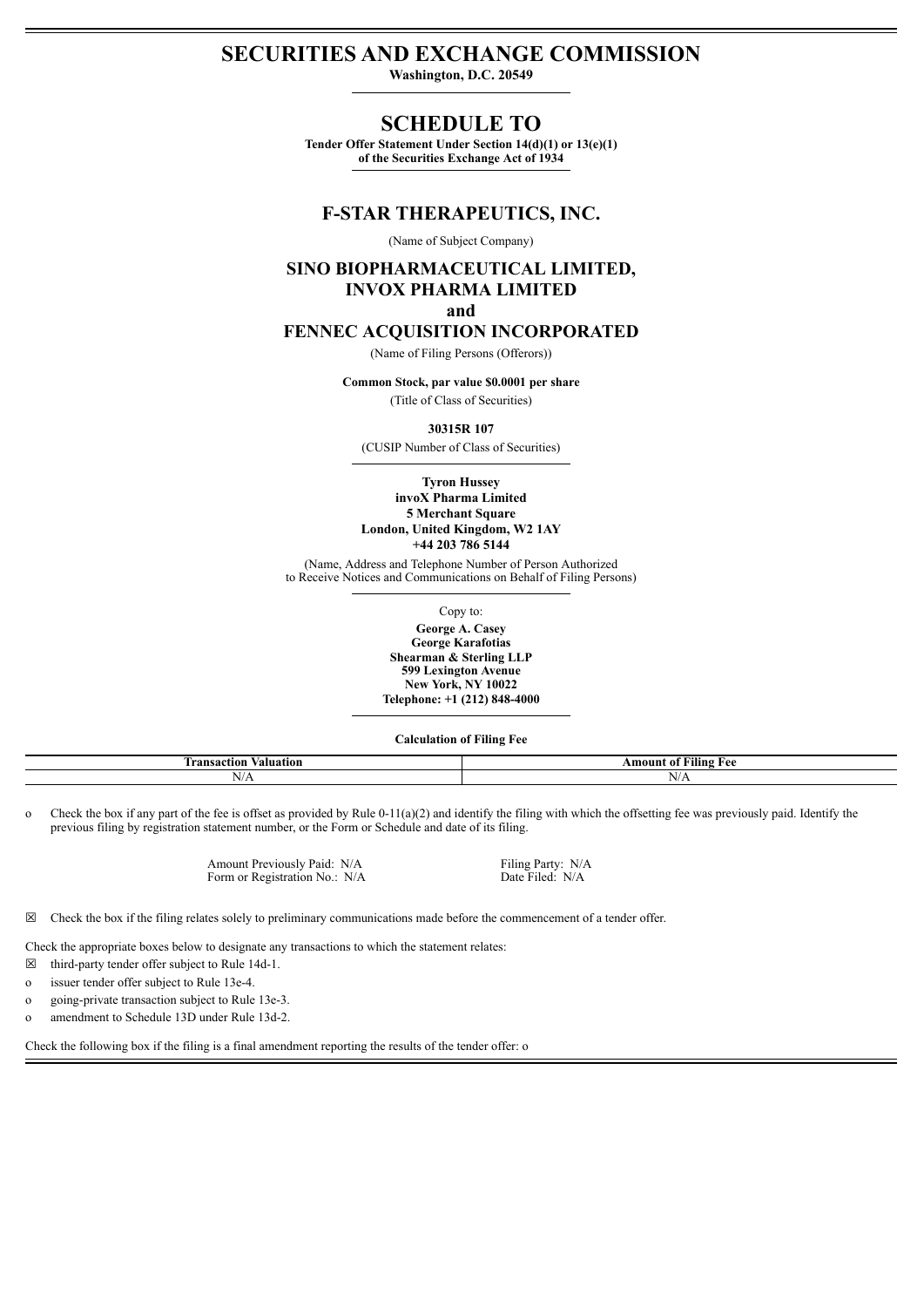# SECURITIES AND EXCHANGE COMMISSION

**Washington, D.C. 20549**

# SCHEDULE TO

**Tender Offer Statement Under Section 14(d)(1) or 13(e)(1)**
**of the Securities Exchange Act of 1934**

## F-STAR THERAPEUTICS, INC.

(Name of Subject Company)

## SINO BIOPHARMACEUTICAL LIMITED,
## INVOX PHARMA LIMITED
## and
## FENNEC ACQUISITION INCORPORATED

(Name of Filing Persons (Offerors))

**Common Stock, par value $0.0001 per share**

(Title of Class of Securities)

**30315R 107**

(CUSIP Number of Class of Securities)

**Tyron Hussey**
**invoX Pharma Limited**
**5 Merchant Square**
**London, United Kingdom, W2 1AY**
**+44 203 786 5144**

(Name, Address and Telephone Number of Person Authorized
to Receive Notices and Communications on Behalf of Filing Persons)

Copy to:

**George A. Casey**
**George Karafotias**
**Shearman & Sterling LLP**
**599 Lexington Avenue**
**New York, NY 10022**
**Telephone: +1 (212) 848-4000**

**Calculation of Filing Fee**

| Transaction Valuation | Amount of Filing Fee |
| --- | --- |
| N/A | N/A |

o Check the box if any part of the fee is offset as provided by Rule 0-11(a)(2) and identify the filing with which the offsetting fee was previously paid. Identify the previous filing by registration statement number, or the Form or Schedule and date of its filing.

| | |
| --- | --- |
| Amount Previously Paid: N/A | Filing Party: N/A |
| Form or Registration No.: N/A | Date Filed: N/A |

☒ Check the box if the filing relates solely to preliminary communications made before the commencement of a tender offer.

Check the appropriate boxes below to designate any transactions to which the statement relates:

☒ third-party tender offer subject to Rule 14d-1.

o issuer tender offer subject to Rule 13e-4.

o going-private transaction subject to Rule 13e-3.

o amendment to Schedule 13D under Rule 13d-2.

Check the following box if the filing is a final amendment reporting the results of the tender offer: o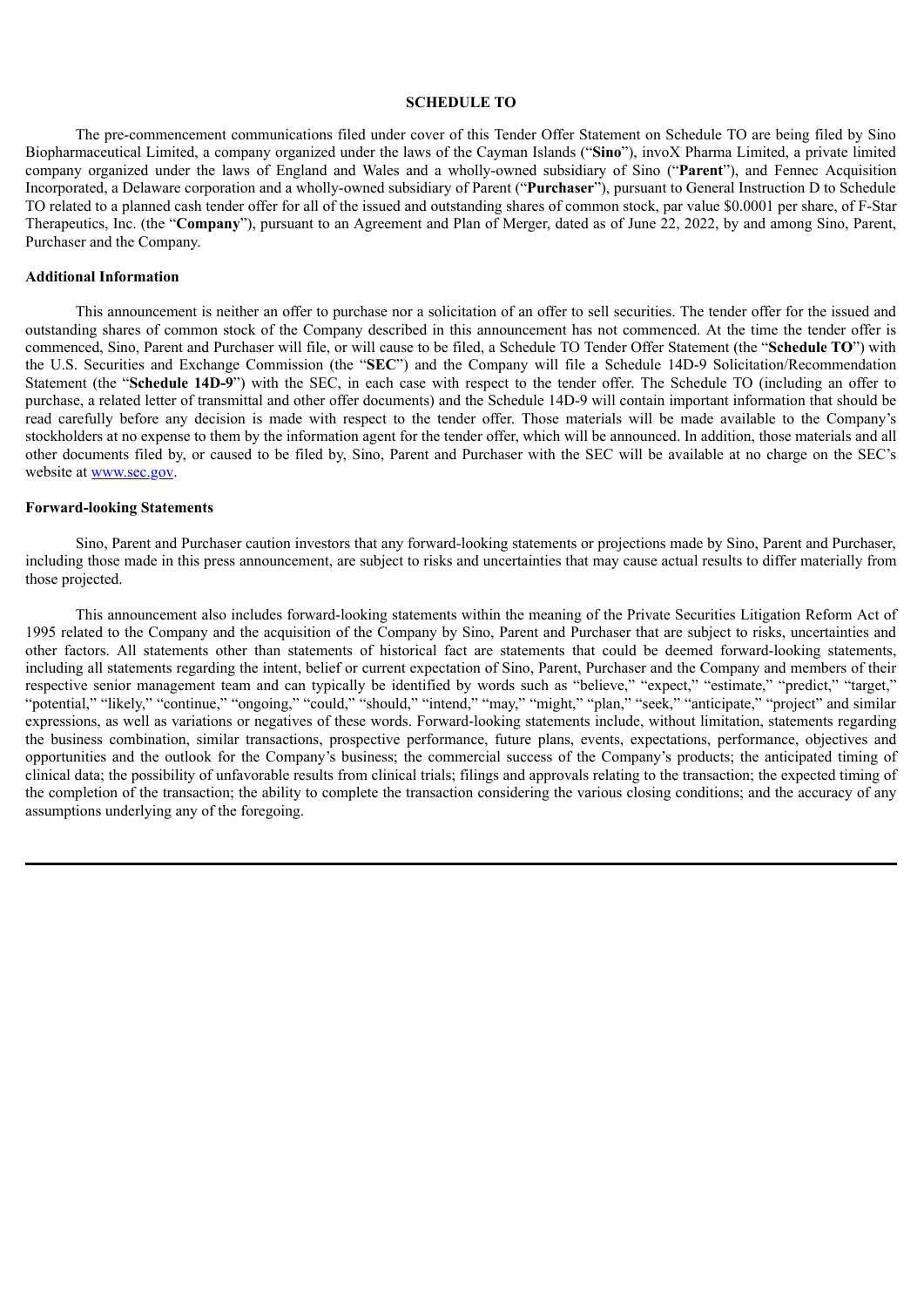## SCHEDULE TO

The pre-commencement communications filed under cover of this Tender Offer Statement on Schedule TO are being filed by Sino Biopharmaceutical Limited, a company organized under the laws of the Cayman Islands ("**Sino**"), invoX Pharma Limited, a private limited company organized under the laws of England and Wales and a wholly-owned subsidiary of Sino ("**Parent**"), and Fennec Acquisition Incorporated, a Delaware corporation and a wholly-owned subsidiary of Parent ("**Purchaser**"), pursuant to General Instruction D to Schedule TO related to a planned cash tender offer for all of the issued and outstanding shares of common stock, par value $0.0001 per share, of F-Star Therapeutics, Inc. (the "**Company**"), pursuant to an Agreement and Plan of Merger, dated as of June 22, 2022, by and among Sino, Parent, Purchaser and the Company.

### Additional Information

This announcement is neither an offer to purchase nor a solicitation of an offer to sell securities. The tender offer for the issued and outstanding shares of common stock of the Company described in this announcement has not commenced. At the time the tender offer is commenced, Sino, Parent and Purchaser will file, or will cause to be filed, a Schedule TO Tender Offer Statement (the "**Schedule TO**") with the U.S. Securities and Exchange Commission (the "**SEC**") and the Company will file a Schedule 14D-9 Solicitation/Recommendation Statement (the "**Schedule 14D-9**") with the SEC, in each case with respect to the tender offer. The Schedule TO (including an offer to purchase, a related letter of transmittal and other offer documents) and the Schedule 14D-9 will contain important information that should be read carefully before any decision is made with respect to the tender offer. Those materials will be made available to the Company's stockholders at no expense to them by the information agent for the tender offer, which will be announced. In addition, those materials and all other documents filed by, or caused to be filed by, Sino, Parent and Purchaser with the SEC will be available at no charge on the SEC's website at [www.sec.gov](http://www.sec.gov).

### Forward-looking Statements

Sino, Parent and Purchaser caution investors that any forward-looking statements or projections made by Sino, Parent and Purchaser, including those made in this press announcement, are subject to risks and uncertainties that may cause actual results to differ materially from those projected.

This announcement also includes forward-looking statements within the meaning of the Private Securities Litigation Reform Act of 1995 related to the Company and the acquisition of the Company by Sino, Parent and Purchaser that are subject to risks, uncertainties and other factors. All statements other than statements of historical fact are statements that could be deemed forward-looking statements, including all statements regarding the intent, belief or current expectation of Sino, Parent, Purchaser and the Company and members of their respective senior management team and can typically be identified by words such as "believe," "expect," "estimate," "predict," "target," "potential," "likely," "continue," "ongoing," "could," "should," "intend," "may," "might," "plan," "seek," "anticipate," "project" and similar expressions, as well as variations or negatives of these words. Forward-looking statements include, without limitation, statements regarding the business combination, similar transactions, prospective performance, future plans, events, expectations, performance, objectives and opportunities and the outlook for the Company's business; the commercial success of the Company's products; the anticipated timing of clinical data; the possibility of unfavorable results from clinical trials; filings and approvals relating to the transaction; the expected timing of the completion of the transaction; the ability to complete the transaction considering the various closing conditions; and the accuracy of any assumptions underlying any of the foregoing.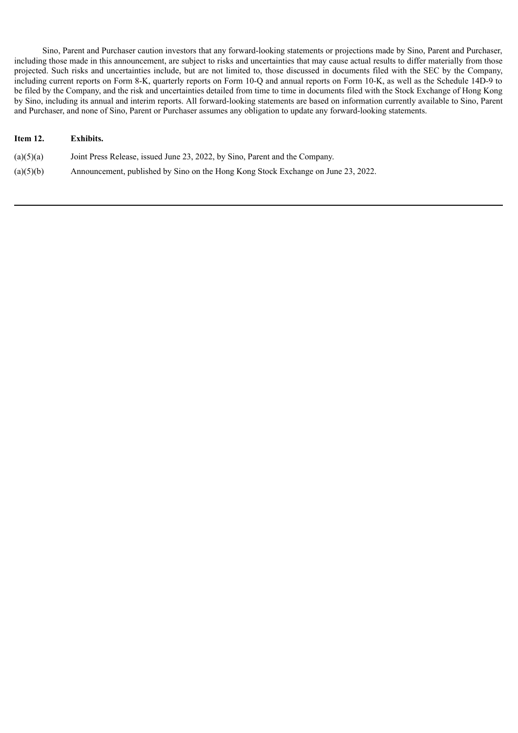Sino, Parent and Purchaser caution investors that any forward-looking statements or projections made by Sino, Parent and Purchaser, including those made in this announcement, are subject to risks and uncertainties that may cause actual results to differ materially from those projected. Such risks and uncertainties include, but are not limited to, those discussed in documents filed with the SEC by the Company, including current reports on Form 8-K, quarterly reports on Form 10-Q and annual reports on Form 10-K, as well as the Schedule 14D-9 to be filed by the Company, and the risk and uncertainties detailed from time to time in documents filed with the Stock Exchange of Hong Kong by Sino, including its annual and interim reports. All forward-looking statements are based on information currently available to Sino, Parent and Purchaser, and none of Sino, Parent or Purchaser assumes any obligation to update any forward-looking statements.

**Item 12. Exhibits.**

(a)(5)(a) Joint Press Release, issued June 23, 2022, by Sino, Parent and the Company.

(a)(5)(b) Announcement, published by Sino on the Hong Kong Stock Exchange on June 23, 2022.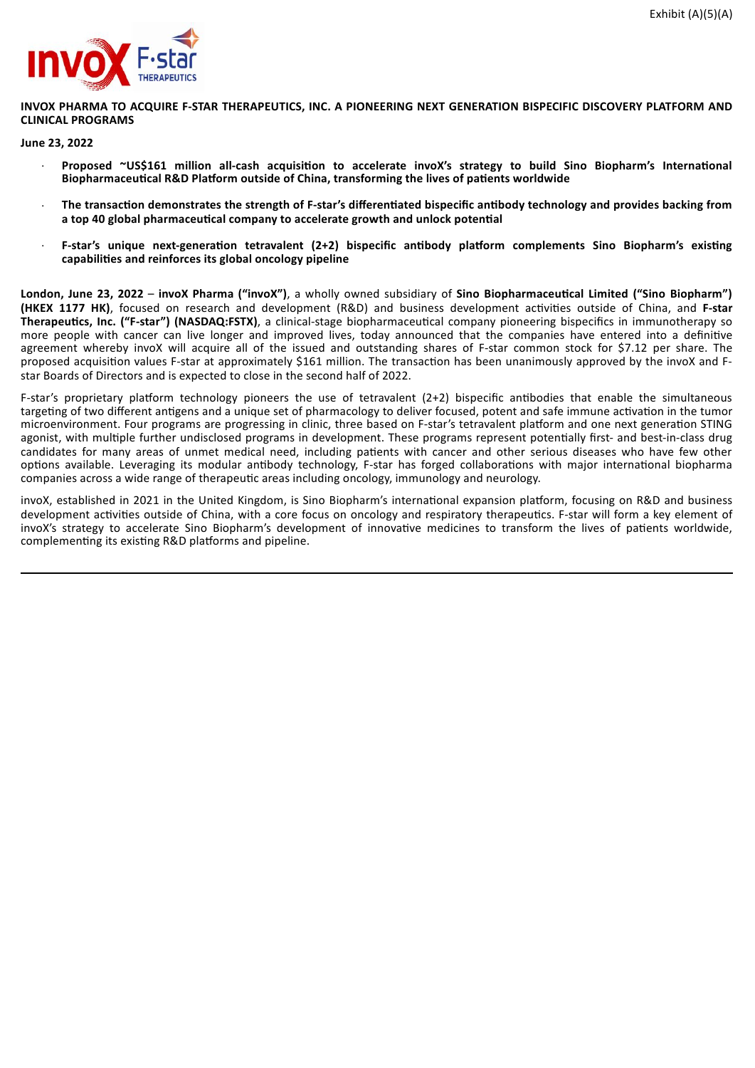Exhibit (A)(5)(A)

**INVOX PHARMA TO ACQUIRE F-STAR THERAPEUTICS, INC. A PIONEERING NEXT GENERATION BISPECIFIC DISCOVERY PLATFORM AND CLINICAL PROGRAMS**

**June 23, 2022**

- **Proposed ~US$161 million all-cash acquisition to accelerate invoX's strategy to build Sino Biopharm's International Biopharmaceutical R&D Platform outside of China, transforming the lives of patients worldwide**
- **The transaction demonstrates the strength of F-star's differentiated bispecific antibody technology and provides backing from a top 40 global pharmaceutical company to accelerate growth and unlock potential**
- **F-star's unique next-generation tetravalent (2+2) bispecific antibody platform complements Sino Biopharm's existing capabilities and reinforces its global oncology pipeline**

**London, June 23, 2022** – **invoX Pharma ("invoX")**, a wholly owned subsidiary of **Sino Biopharmaceutical Limited ("Sino Biopharm") (HKEX 1177 HK)**, focused on research and development (R&D) and business development activities outside of China, and **F-star Therapeutics, Inc. ("F-star") (NASDAQ:FSTX)**, a clinical-stage biopharmaceutical company pioneering bispecifics in immunotherapy so more people with cancer can live longer and improved lives, today announced that the companies have entered into a definitive agreement whereby invoX will acquire all of the issued and outstanding shares of F-star common stock for $7.12 per share. The proposed acquisition values F-star at approximately $161 million. The transaction has been unanimously approved by the invoX and F-star Boards of Directors and is expected to close in the second half of 2022.

F-star's proprietary platform technology pioneers the use of tetravalent (2+2) bispecific antibodies that enable the simultaneous targeting of two different antigens and a unique set of pharmacology to deliver focused, potent and safe immune activation in the tumor microenvironment. Four programs are progressing in clinic, three based on F-star's tetravalent platform and one next generation STING agonist, with multiple further undisclosed programs in development. These programs represent potentially first- and best-in-class drug candidates for many areas of unmet medical need, including patients with cancer and other serious diseases who have few other options available. Leveraging its modular antibody technology, F-star has forged collaborations with major international biopharma companies across a wide range of therapeutic areas including oncology, immunology and neurology.

invoX, established in 2021 in the United Kingdom, is Sino Biopharm's international expansion platform, focusing on R&D and business development activities outside of China, with a core focus on oncology and respiratory therapeutics. F-star will form a key element of invoX's strategy to accelerate Sino Biopharm's development of innovative medicines to transform the lives of patients worldwide, complementing its existing R&D platforms and pipeline.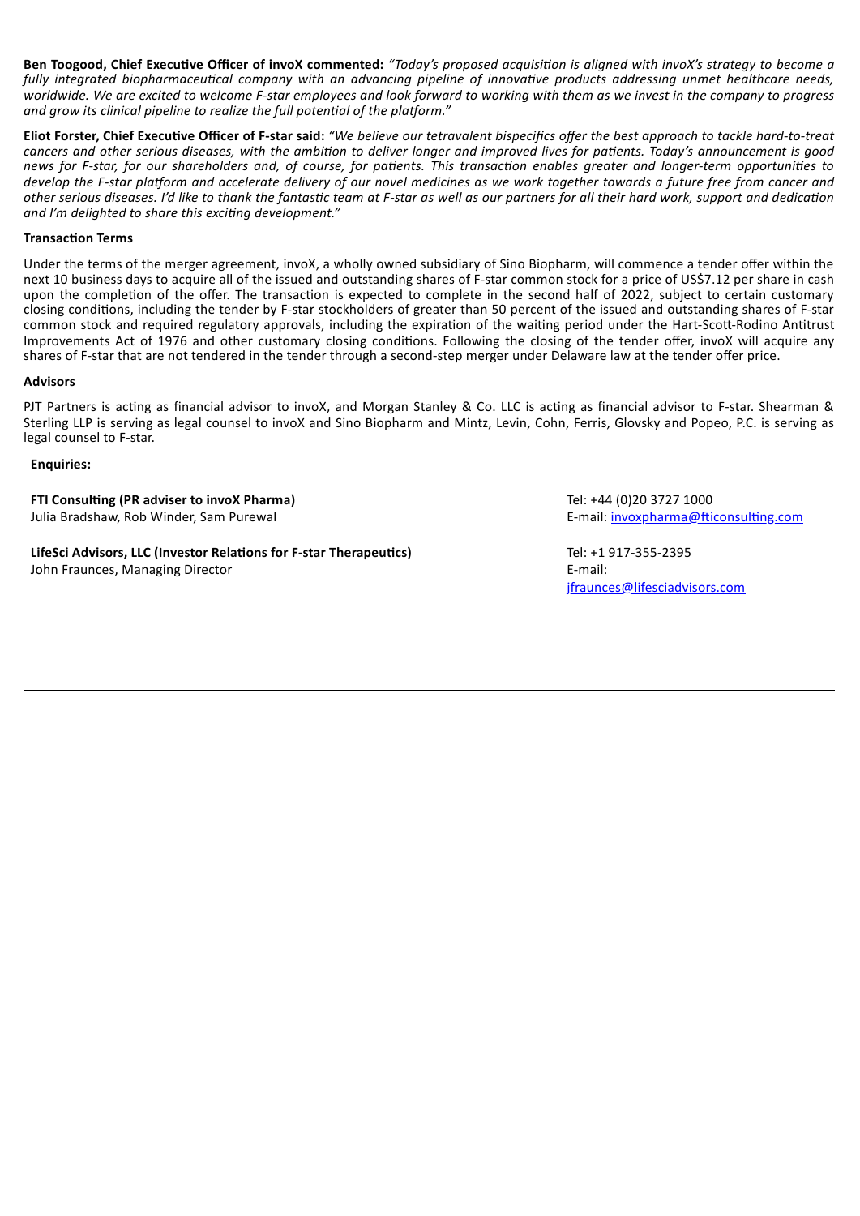**Ben Toogood, Chief Executive Officer of invoX commented:** *"Today's proposed acquisition is aligned with invoX's strategy to become a fully integrated biopharmaceutical company with an advancing pipeline of innovative products addressing unmet healthcare needs, worldwide. We are excited to welcome F-star employees and look forward to working with them as we invest in the company to progress and grow its clinical pipeline to realize the full potential of the platform."*

**Eliot Forster, Chief Executive Officer of F-star said:** *"We believe our tetravalent bispecifics offer the best approach to tackle hard-to-treat cancers and other serious diseases, with the ambition to deliver longer and improved lives for patients. Today's announcement is good news for F-star, for our shareholders and, of course, for patients. This transaction enables greater and longer-term opportunities to develop the F-star platform and accelerate delivery of our novel medicines as we work together towards a future free from cancer and other serious diseases. I'd like to thank the fantastic team at F-star as well as our partners for all their hard work, support and dedication and I'm delighted to share this exciting development."*

**Transaction Terms**

Under the terms of the merger agreement, invoX, a wholly owned subsidiary of Sino Biopharm, will commence a tender offer within the next 10 business days to acquire all of the issued and outstanding shares of F-star common stock for a price of US$7.12 per share in cash upon the completion of the offer. The transaction is expected to complete in the second half of 2022, subject to certain customary closing conditions, including the tender by F-star stockholders of greater than 50 percent of the issued and outstanding shares of F-star common stock and required regulatory approvals, including the expiration of the waiting period under the Hart-Scott-Rodino Antitrust Improvements Act of 1976 and other customary closing conditions. Following the closing of the tender offer, invoX will acquire any shares of F-star that are not tendered in the tender through a second-step merger under Delaware law at the tender offer price.

**Advisors**

PJT Partners is acting as financial advisor to invoX, and Morgan Stanley & Co. LLC is acting as financial advisor to F-star. Shearman & Sterling LLP is serving as legal counsel to invoX and Sino Biopharm and Mintz, Levin, Cohn, Ferris, Glovsky and Popeo, P.C. is serving as legal counsel to F-star.

**Enquiries:**

| | |
|---|---|
| **FTI Consulting (PR adviser to invoX Pharma)**<br>Julia Bradshaw, Rob Winder, Sam Purewal | Tel: +44 (0)20 3727 1000<br>E-mail: invoxpharma@fticonsulting.com |
| **LifeSci Advisors, LLC (Investor Relations for F-star Therapeutics)**<br>John Fraunces, Managing Director | Tel: +1 917-355-2395<br>E-mail:<br>jfraunces@lifesciadvisors.com |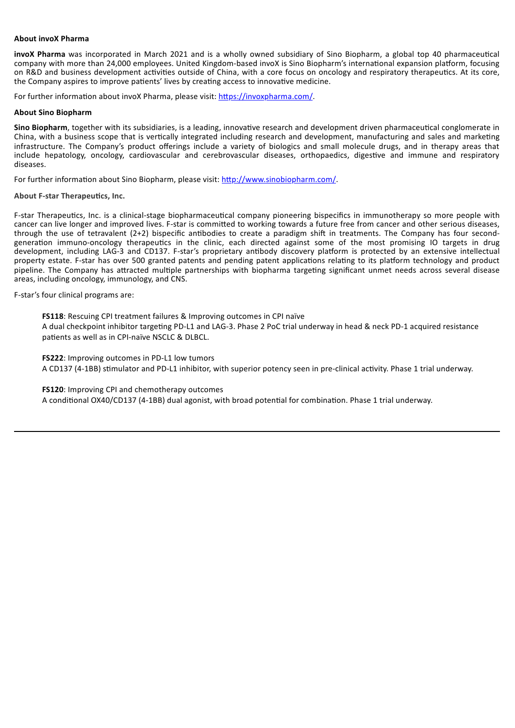**About invoX Pharma**

**invoX Pharma** was incorporated in March 2021 and is a wholly owned subsidiary of Sino Biopharm, a global top 40 pharmaceutical company with more than 24,000 employees. United Kingdom-based invoX is Sino Biopharm's international expansion platform, focusing on R&D and business development activities outside of China, with a core focus on oncology and respiratory therapeutics. At its core, the Company aspires to improve patients' lives by creating access to innovative medicine.

For further information about invoX Pharma, please visit: [https://invoxpharma.com/](https://invoxpharma.com/).

**About Sino Biopharm**

**Sino Biopharm**, together with its subsidiaries, is a leading, innovative research and development driven pharmaceutical conglomerate in China, with a business scope that is vertically integrated including research and development, manufacturing and sales and marketing infrastructure. The Company's product offerings include a variety of biologics and small molecule drugs, and in therapy areas that include hepatology, oncology, cardiovascular and cerebrovascular diseases, orthopaedics, digestive and immune and respiratory diseases.

For further information about Sino Biopharm, please visit: [http://www.sinobiopharm.com/](http://www.sinobiopharm.com/).

**About F-star Therapeutics, Inc.**

F-star Therapeutics, Inc. is a clinical-stage biopharmaceutical company pioneering bispecifics in immunotherapy so more people with cancer can live longer and improved lives. F-star is committed to working towards a future free from cancer and other serious diseases, through the use of tetravalent (2+2) bispecific antibodies to create a paradigm shift in treatments. The Company has four second-generation immuno-oncology therapeutics in the clinic, each directed against some of the most promising IO targets in drug development, including LAG-3 and CD137. F-star's proprietary antibody discovery platform is protected by an extensive intellectual property estate. F-star has over 500 granted patents and pending patent applications relating to its platform technology and product pipeline. The Company has attracted multiple partnerships with biopharma targeting significant unmet needs across several disease areas, including oncology, immunology, and CNS.

F-star's four clinical programs are:

**FS118**: Rescuing CPI treatment failures & Improving outcomes in CPI naïve
A dual checkpoint inhibitor targeting PD-L1 and LAG-3. Phase 2 PoC trial underway in head & neck PD-1 acquired resistance patients as well as in CPI-naïve NSCLC & DLBCL.

**FS222**: Improving outcomes in PD-L1 low tumors
A CD137 (4-1BB) stimulator and PD-L1 inhibitor, with superior potency seen in pre-clinical activity. Phase 1 trial underway.

**FS120**: Improving CPI and chemotherapy outcomes
A conditional OX40/CD137 (4-1BB) dual agonist, with broad potential for combination. Phase 1 trial underway.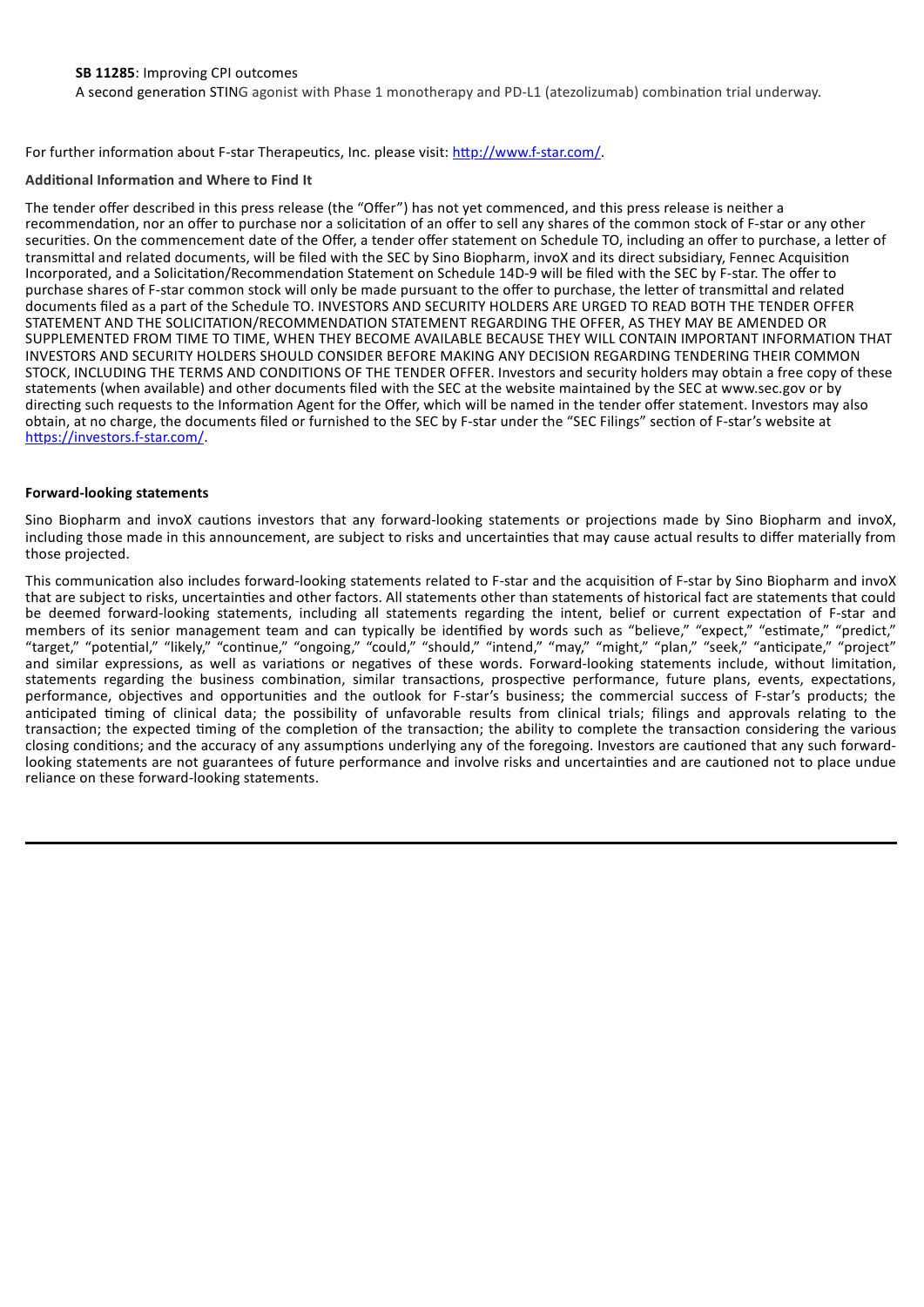**SB 11285**: Improving CPI outcomes

A second generation STING agonist with Phase 1 monotherapy and PD-L1 (atezolizumab) combination trial underway.

For further information about F-star Therapeutics, Inc. please visit: http://www.f-star.com/.

**Additional Information and Where to Find It**

The tender offer described in this press release (the "Offer") has not yet commenced, and this press release is neither a recommendation, nor an offer to purchase nor a solicitation of an offer to sell any shares of the common stock of F-star or any other securities. On the commencement date of the Offer, a tender offer statement on Schedule TO, including an offer to purchase, a letter of transmittal and related documents, will be filed with the SEC by Sino Biopharm, invoX and its direct subsidiary, Fennec Acquisition Incorporated, and a Solicitation/Recommendation Statement on Schedule 14D-9 will be filed with the SEC by F-star. The offer to purchase shares of F-star common stock will only be made pursuant to the offer to purchase, the letter of transmittal and related documents filed as a part of the Schedule TO. INVESTORS AND SECURITY HOLDERS ARE URGED TO READ BOTH THE TENDER OFFER STATEMENT AND THE SOLICITATION/RECOMMENDATION STATEMENT REGARDING THE OFFER, AS THEY MAY BE AMENDED OR SUPPLEMENTED FROM TIME TO TIME, WHEN THEY BECOME AVAILABLE BECAUSE THEY WILL CONTAIN IMPORTANT INFORMATION THAT INVESTORS AND SECURITY HOLDERS SHOULD CONSIDER BEFORE MAKING ANY DECISION REGARDING TENDERING THEIR COMMON STOCK, INCLUDING THE TERMS AND CONDITIONS OF THE TENDER OFFER. Investors and security holders may obtain a free copy of these statements (when available) and other documents filed with the SEC at the website maintained by the SEC at www.sec.gov or by directing such requests to the Information Agent for the Offer, which will be named in the tender offer statement. Investors may also obtain, at no charge, the documents filed or furnished to the SEC by F-star under the "SEC Filings" section of F-star's website at https://investors.f-star.com/.

**Forward-looking statements**

Sino Biopharm and invoX cautions investors that any forward-looking statements or projections made by Sino Biopharm and invoX, including those made in this announcement, are subject to risks and uncertainties that may cause actual results to differ materially from those projected.

This communication also includes forward-looking statements related to F-star and the acquisition of F-star by Sino Biopharm and invoX that are subject to risks, uncertainties and other factors. All statements other than statements of historical fact are statements that could be deemed forward-looking statements, including all statements regarding the intent, belief or current expectation of F-star and members of its senior management team and can typically be identified by words such as "believe," "expect," "estimate," "predict," "target," "potential," "likely," "continue," "ongoing," "could," "should," "intend," "may," "might," "plan," "seek," "anticipate," "project" and similar expressions, as well as variations or negatives of these words. Forward-looking statements include, without limitation, statements regarding the business combination, similar transactions, prospective performance, future plans, events, expectations, performance, objectives and opportunities and the outlook for F-star's business; the commercial success of F-star's products; the anticipated timing of clinical data; the possibility of unfavorable results from clinical trials; filings and approvals relating to the transaction; the expected timing of the completion of the transaction; the ability to complete the transaction considering the various closing conditions; and the accuracy of any assumptions underlying any of the foregoing. Investors are cautioned that any such forward-looking statements are not guarantees of future performance and involve risks and uncertainties and are cautioned not to place undue reliance on these forward-looking statements.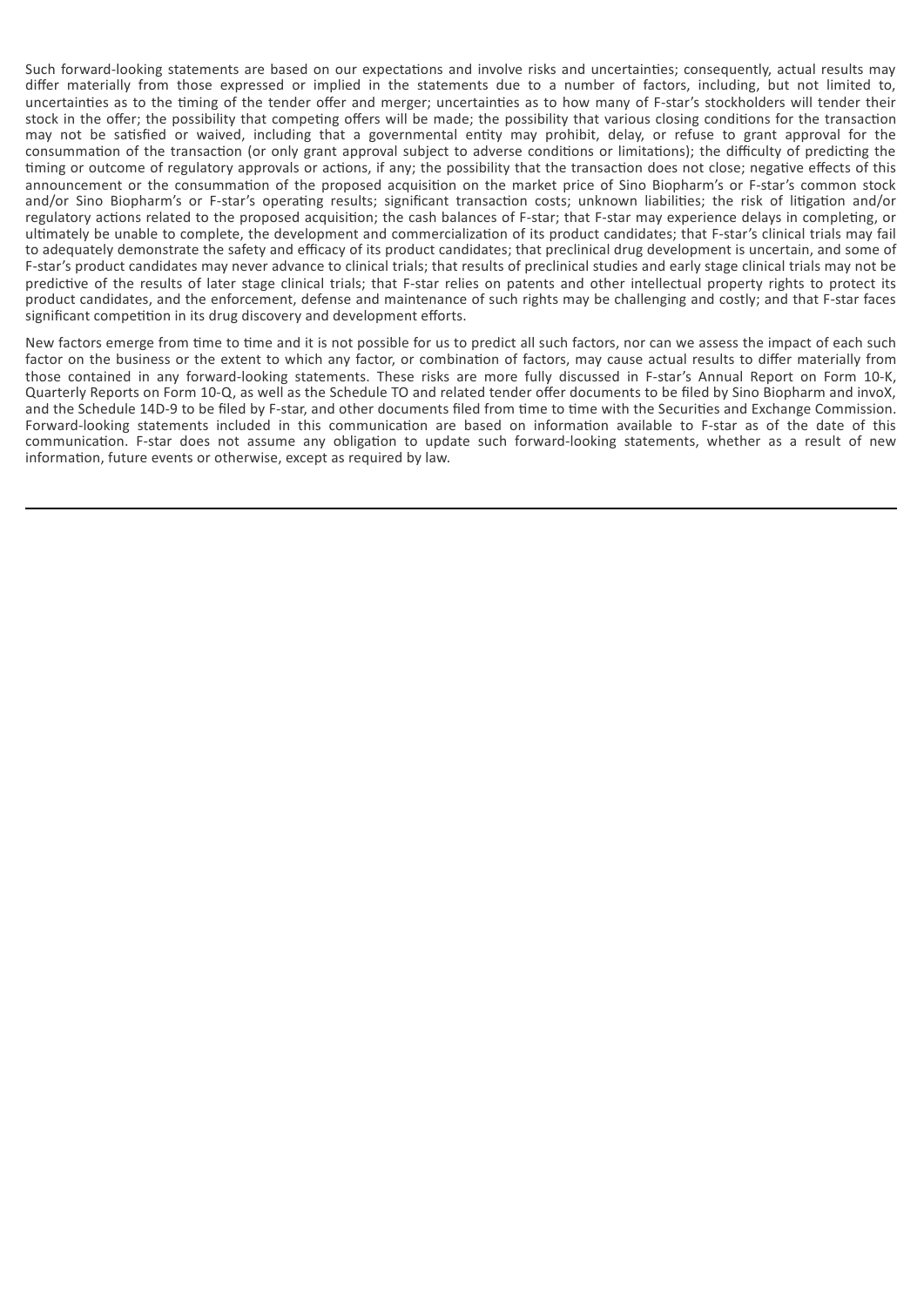Such forward-looking statements are based on our expectations and involve risks and uncertainties; consequently, actual results may differ materially from those expressed or implied in the statements due to a number of factors, including, but not limited to, uncertainties as to the timing of the tender offer and merger; uncertainties as to how many of F-star's stockholders will tender their stock in the offer; the possibility that competing offers will be made; the possibility that various closing conditions for the transaction may not be satisfied or waived, including that a governmental entity may prohibit, delay, or refuse to grant approval for the consummation of the transaction (or only grant approval subject to adverse conditions or limitations); the difficulty of predicting the timing or outcome of regulatory approvals or actions, if any; the possibility that the transaction does not close; negative effects of this announcement or the consummation of the proposed acquisition on the market price of Sino Biopharm's or F-star's common stock and/or Sino Biopharm's or F-star's operating results; significant transaction costs; unknown liabilities; the risk of litigation and/or regulatory actions related to the proposed acquisition; the cash balances of F-star; that F-star may experience delays in completing, or ultimately be unable to complete, the development and commercialization of its product candidates; that F-star's clinical trials may fail to adequately demonstrate the safety and efficacy of its product candidates; that preclinical drug development is uncertain, and some of F-star's product candidates may never advance to clinical trials; that results of preclinical studies and early stage clinical trials may not be predictive of the results of later stage clinical trials; that F-star relies on patents and other intellectual property rights to protect its product candidates, and the enforcement, defense and maintenance of such rights may be challenging and costly; and that F-star faces significant competition in its drug discovery and development efforts.

New factors emerge from time to time and it is not possible for us to predict all such factors, nor can we assess the impact of each such factor on the business or the extent to which any factor, or combination of factors, may cause actual results to differ materially from those contained in any forward-looking statements. These risks are more fully discussed in F-star's Annual Report on Form 10-K, Quarterly Reports on Form 10-Q, as well as the Schedule TO and related tender offer documents to be filed by Sino Biopharm and invoX, and the Schedule 14D-9 to be filed by F-star, and other documents filed from time to time with the Securities and Exchange Commission. Forward-looking statements included in this communication are based on information available to F-star as of the date of this communication. F-star does not assume any obligation to update such forward-looking statements, whether as a result of new information, future events or otherwise, except as required by law.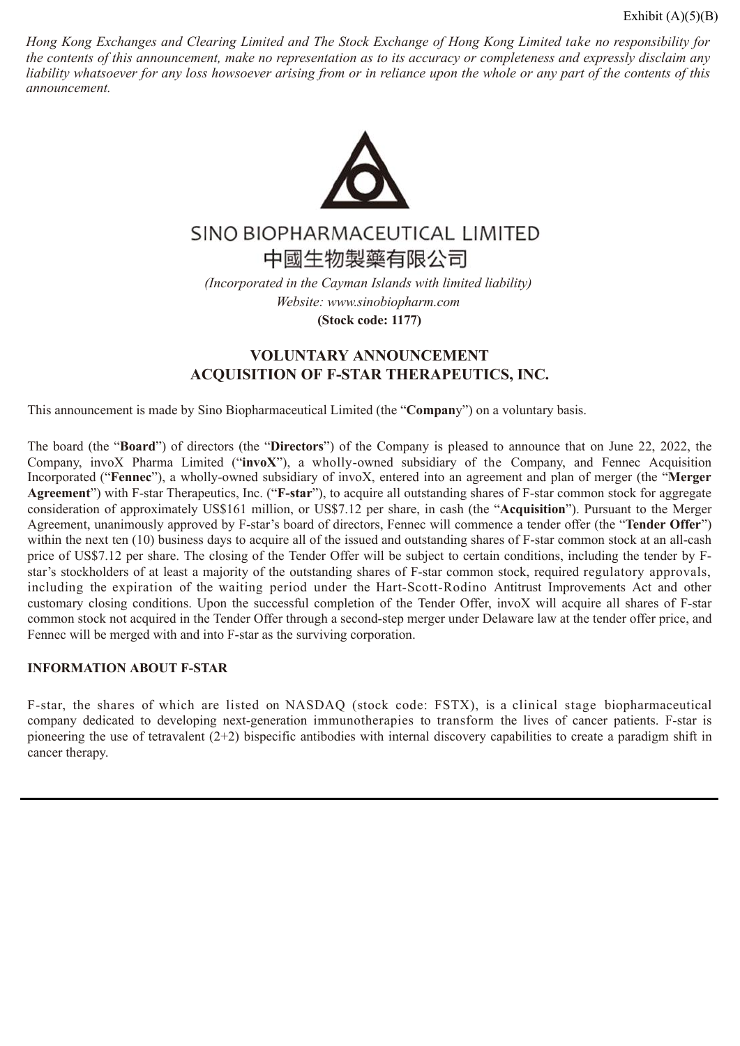Exhibit (A)(5)(B)

*Hong Kong Exchanges and Clearing Limited and The Stock Exchange of Hong Kong Limited take no responsibility for the contents of this announcement, make no representation as to its accuracy or completeness and expressly disclaim any liability whatsoever for any loss howsoever arising from or in reliance upon the whole or any part of the contents of this announcement.*

SINO BIOPHARMACEUTICAL LIMITED

中國生物製藥有限公司

*(Incorporated in the Cayman Islands with limited liability)*

*Website: www.sinobiopharm.com*

**(Stock code: 1177)**

## VOLUNTARY ANNOUNCEMENT
## ACQUISITION OF F-STAR THERAPEUTICS, INC.

This announcement is made by Sino Biopharmaceutical Limited (the "**Company**") on a voluntary basis.

The board (the "**Board**") of directors (the "**Directors**") of the Company is pleased to announce that on June 22, 2022, the Company, invoX Pharma Limited ("**invoX**"), a wholly-owned subsidiary of the Company, and Fennec Acquisition Incorporated ("**Fennec**"), a wholly-owned subsidiary of invoX, entered into an agreement and plan of merger (the "**Merger Agreement**") with F-star Therapeutics, Inc. ("**F-star**"), to acquire all outstanding shares of F-star common stock for aggregate consideration of approximately US$161 million, or US$7.12 per share, in cash (the "**Acquisition**"). Pursuant to the Merger Agreement, unanimously approved by F-star's board of directors, Fennec will commence a tender offer (the "**Tender Offer**") within the next ten (10) business days to acquire all of the issued and outstanding shares of F-star common stock at an all-cash price of US$7.12 per share. The closing of the Tender Offer will be subject to certain conditions, including the tender by F-star's stockholders of at least a majority of the outstanding shares of F-star common stock, required regulatory approvals, including the expiration of the waiting period under the Hart-Scott-Rodino Antitrust Improvements Act and other customary closing conditions. Upon the successful completion of the Tender Offer, invoX will acquire all shares of F-star common stock not acquired in the Tender Offer through a second-step merger under Delaware law at the tender offer price, and Fennec will be merged with and into F-star as the surviving corporation.

### INFORMATION ABOUT F-STAR

F-star, the shares of which are listed on NASDAQ (stock code: FSTX), is a clinical stage biopharmaceutical company dedicated to developing next-generation immunotherapies to transform the lives of cancer patients. F-star is pioneering the use of tetravalent (2+2) bispecific antibodies with internal discovery capabilities to create a paradigm shift in cancer therapy.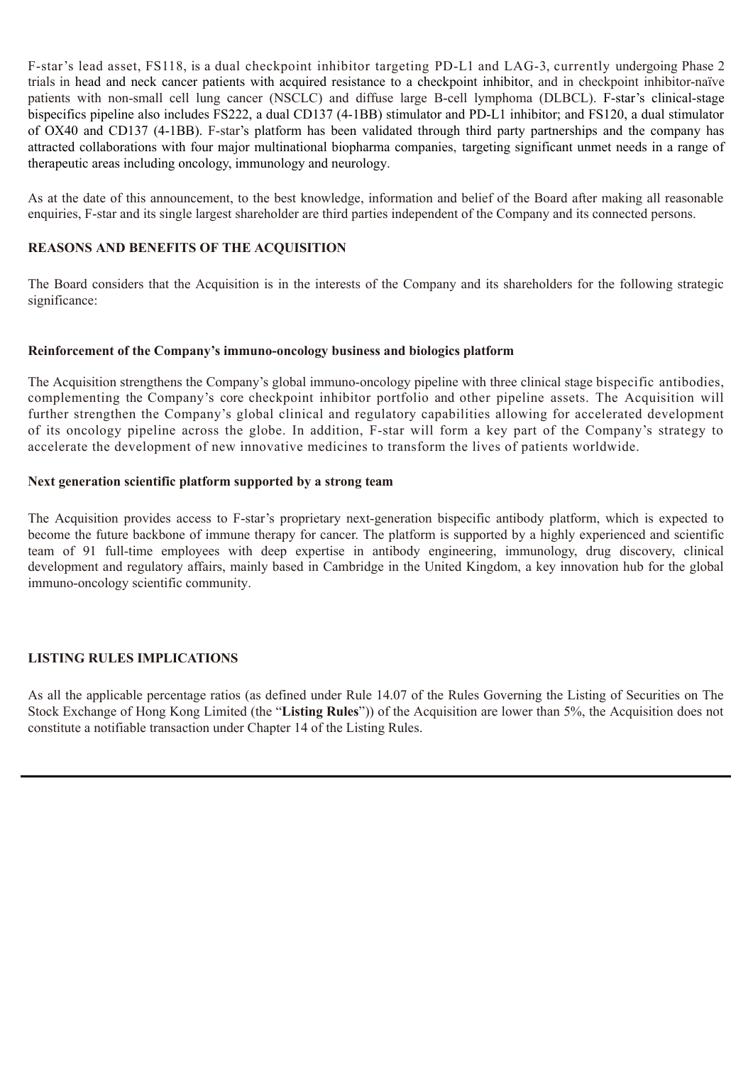F-star's lead asset, FS118, is a dual checkpoint inhibitor targeting PD-L1 and LAG-3, currently undergoing Phase 2 trials in head and neck cancer patients with acquired resistance to a checkpoint inhibitor, and in checkpoint inhibitor-naïve patients with non-small cell lung cancer (NSCLC) and diffuse large B-cell lymphoma (DLBCL). F-star's clinical-stage bispecifics pipeline also includes FS222, a dual CD137 (4-1BB) stimulator and PD-L1 inhibitor; and FS120, a dual stimulator of OX40 and CD137 (4-1BB). F-star's platform has been validated through third party partnerships and the company has attracted collaborations with four major multinational biopharma companies, targeting significant unmet needs in a range of therapeutic areas including oncology, immunology and neurology.

As at the date of this announcement, to the best knowledge, information and belief of the Board after making all reasonable enquiries, F-star and its single largest shareholder are third parties independent of the Company and its connected persons.

## REASONS AND BENEFITS OF THE ACQUISITION

The Board considers that the Acquisition is in the interests of the Company and its shareholders for the following strategic significance:

### Reinforcement of the Company's immuno-oncology business and biologics platform

The Acquisition strengthens the Company's global immuno-oncology pipeline with three clinical stage bispecific antibodies, complementing the Company's core checkpoint inhibitor portfolio and other pipeline assets. The Acquisition will further strengthen the Company's global clinical and regulatory capabilities allowing for accelerated development of its oncology pipeline across the globe. In addition, F-star will form a key part of the Company's strategy to accelerate the development of new innovative medicines to transform the lives of patients worldwide.

### Next generation scientific platform supported by a strong team

The Acquisition provides access to F-star's proprietary next-generation bispecific antibody platform, which is expected to become the future backbone of immune therapy for cancer. The platform is supported by a highly experienced and scientific team of 91 full-time employees with deep expertise in antibody engineering, immunology, drug discovery, clinical development and regulatory affairs, mainly based in Cambridge in the United Kingdom, a key innovation hub for the global immuno-oncology scientific community.

## LISTING RULES IMPLICATIONS

As all the applicable percentage ratios (as defined under Rule 14.07 of the Rules Governing the Listing of Securities on The Stock Exchange of Hong Kong Limited (the "**Listing Rules**")) of the Acquisition are lower than 5%, the Acquisition does not constitute a notifiable transaction under Chapter 14 of the Listing Rules.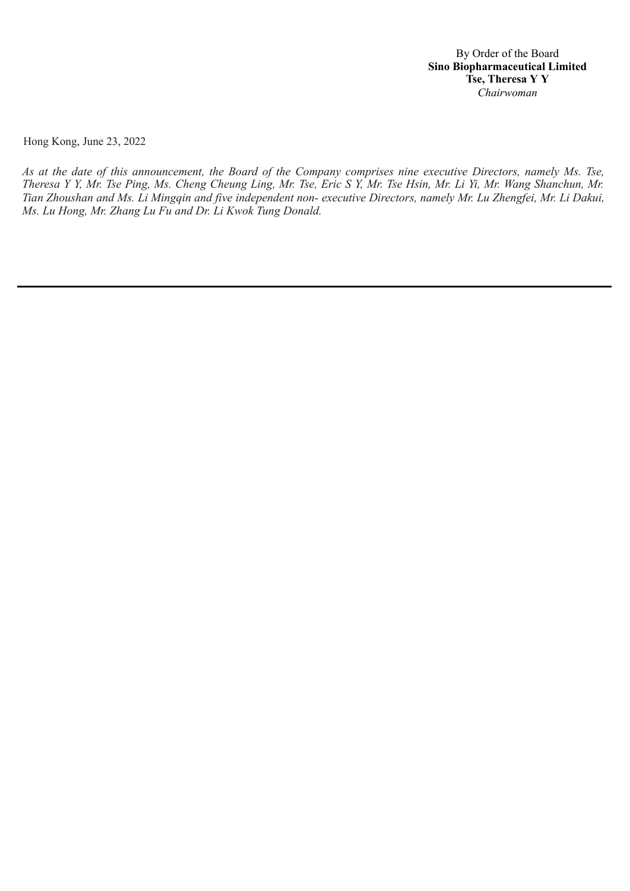By Order of the Board
**Sino Biopharmaceutical Limited**
**Tse, Theresa Y Y**
*Chairwoman*

Hong Kong, June 23, 2022

*As at the date of this announcement, the Board of the Company comprises nine executive Directors, namely Ms. Tse, Theresa Y Y, Mr. Tse Ping, Ms. Cheng Cheung Ling, Mr. Tse, Eric S Y, Mr. Tse Hsin, Mr. Li Yi, Mr. Wang Shanchun, Mr. Tian Zhoushan and Ms. Li Mingqin and five independent non- executive Directors, namely Mr. Lu Zhengfei, Mr. Li Dakui, Ms. Lu Hong, Mr. Zhang Lu Fu and Dr. Li Kwok Tung Donald.*